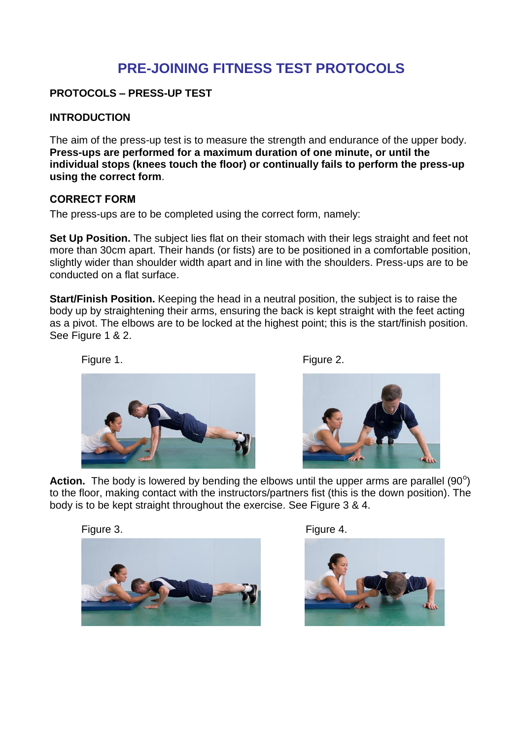# PRE-JOINING FITNESS TEST PROTOCOLS

## PROTOCOLS – PRESS-UP TEST

### INTRODUCTION

The aim of the press-up test is to measure the strength and endurance of the upper body. **Press-ups are performed for a maximum duration of one minute, or until the individual stops (knees touch the floor) or continually fails to perform the press-up using the correct form**.

### CORRECT FORM

The press-ups are to be completed using the correct form, namely:

**Set Up Position.** The subject lies flat on their stomach with their legs straight and feet not more than 30cm apart. Their hands (or fists) are to be positioned in a comfortable position, slightly wider than shoulder width apart and in line with the shoulders. Press-ups are to be conducted on a flat surface.

**Start/Finish Position.** Keeping the head in a neutral position, the subject is to raise the body up by straightening their arms, ensuring the back is kept straight with the feet acting as a pivot. The elbows are to be locked at the highest point; this is the start/finish position. See Figure 1 & 2.

Figure 1.

Figure 2.

**Action.** The body is lowered by bending the elbows until the upper arms are parallel ($90^o$) to the floor, making contact with the instructors/partners fist (this is the down position). The body is to be kept straight throughout the exercise. See Figure 3 & 4.

Figure 3.

Figure 4.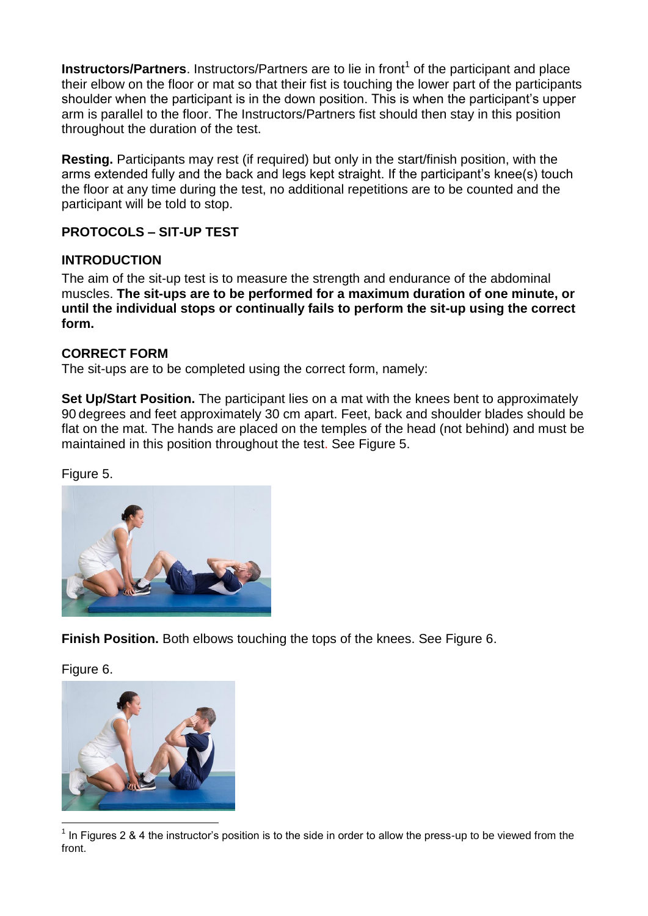**Instructors/Partners**. Instructors/Partners are to lie in front[1] of the participant and place their elbow on the floor or mat so that their fist is touching the lower part of the participants shoulder when the participant is in the down position. This is when the participant's upper arm is parallel to the floor. The Instructors/Partners fist should then stay in this position throughout the duration of the test.

**Resting.** Participants may rest (if required) but only in the start/finish position, with the arms extended fully and the back and legs kept straight. If the participant's knee(s) touch the floor at any time during the test, no additional repetitions are to be counted and the participant will be told to stop.

## PROTOCOLS – SIT-UP TEST

### INTRODUCTION

The aim of the sit-up test is to measure the strength and endurance of the abdominal muscles. **The sit-ups are to be performed for a maximum duration of one minute, or until the individual stops or continually fails to perform the sit-up using the correct form.**

### CORRECT FORM

The sit-ups are to be completed using the correct form, namely:

**Set Up/Start Position.** The participant lies on a mat with the knees bent to approximately 90 degrees and feet approximately 30 cm apart. Feet, back and shoulder blades should be flat on the mat. The hands are placed on the temples of the head (not behind) and must be maintained in this position throughout the test. See Figure 5.

Figure 5.

**Finish Position.** Both elbows touching the tops of the knees. See Figure 6.

Figure 6.

[1] In Figures 2 & 4 the instructor's position is to the side in order to allow the press-up to be viewed from the front.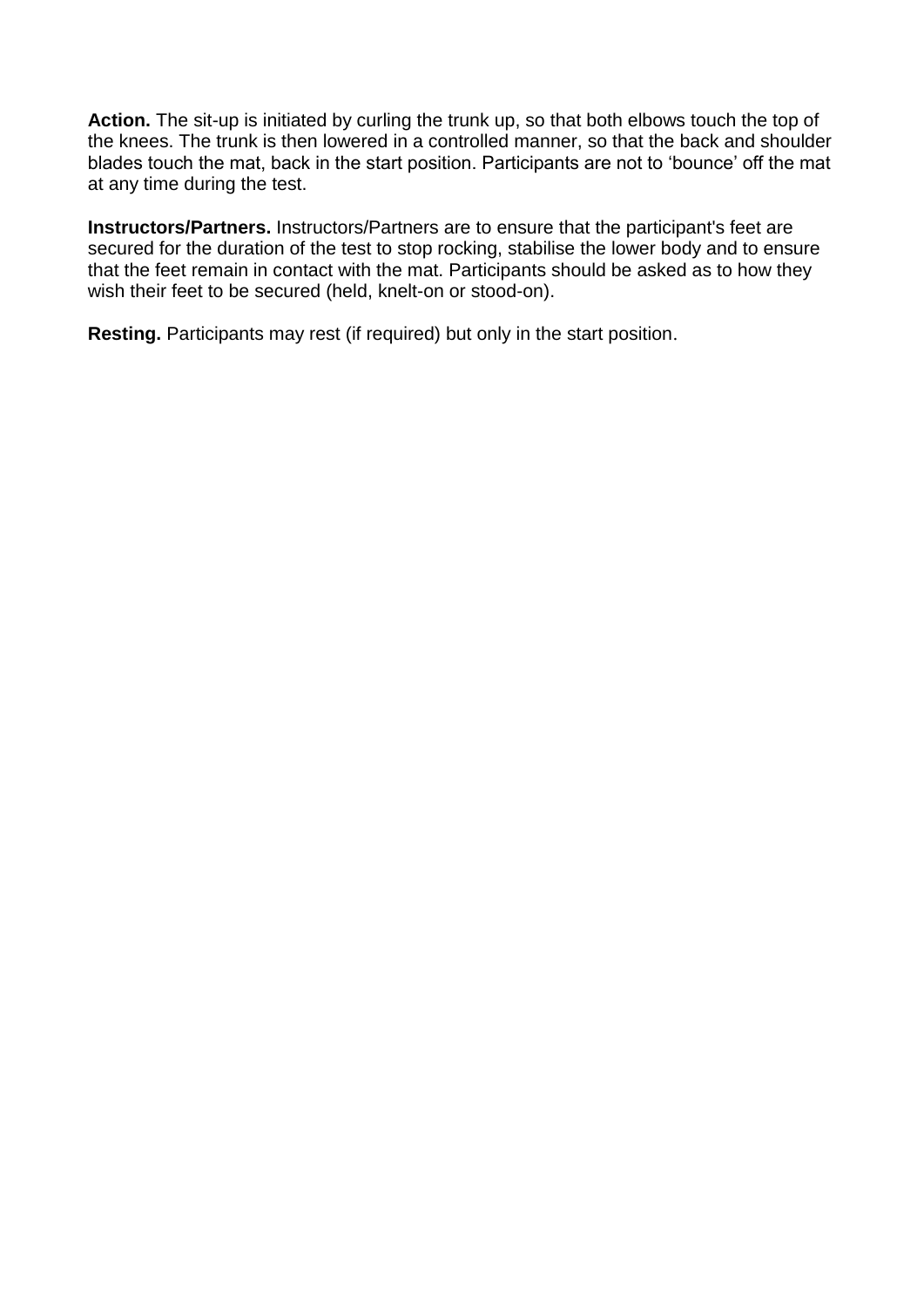**Action.** The sit-up is initiated by curling the trunk up, so that both elbows touch the top of the knees. The trunk is then lowered in a controlled manner, so that the back and shoulder blades touch the mat, back in the start position. Participants are not to 'bounce' off the mat at any time during the test.

**Instructors/Partners.** Instructors/Partners are to ensure that the participant's feet are secured for the duration of the test to stop rocking, stabilise the lower body and to ensure that the feet remain in contact with the mat. Participants should be asked as to how they wish their feet to be secured (held, knelt-on or stood-on).

**Resting.** Participants may rest (if required) but only in the start position.